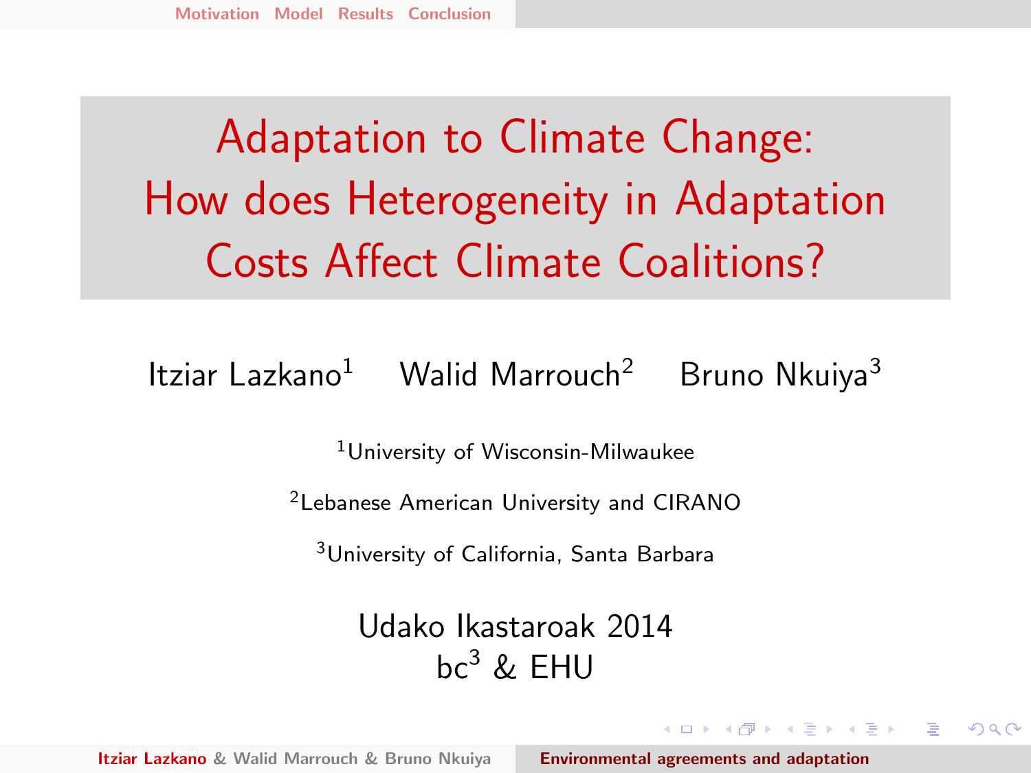# Adaptation to Climate Change: How does Heterogeneity in Adaptation Costs Affect Climate Coalitions?

Itziar Lazkano[1] Walid Marrouch[2] Bruno Nkuiya[3]

[1]University of Wisconsin-Milwaukee

[2]Lebanese American University and CIRANO

[3]University of California, Santa Barbara

Udako Ikastaroak 2014
bc[3] & EHU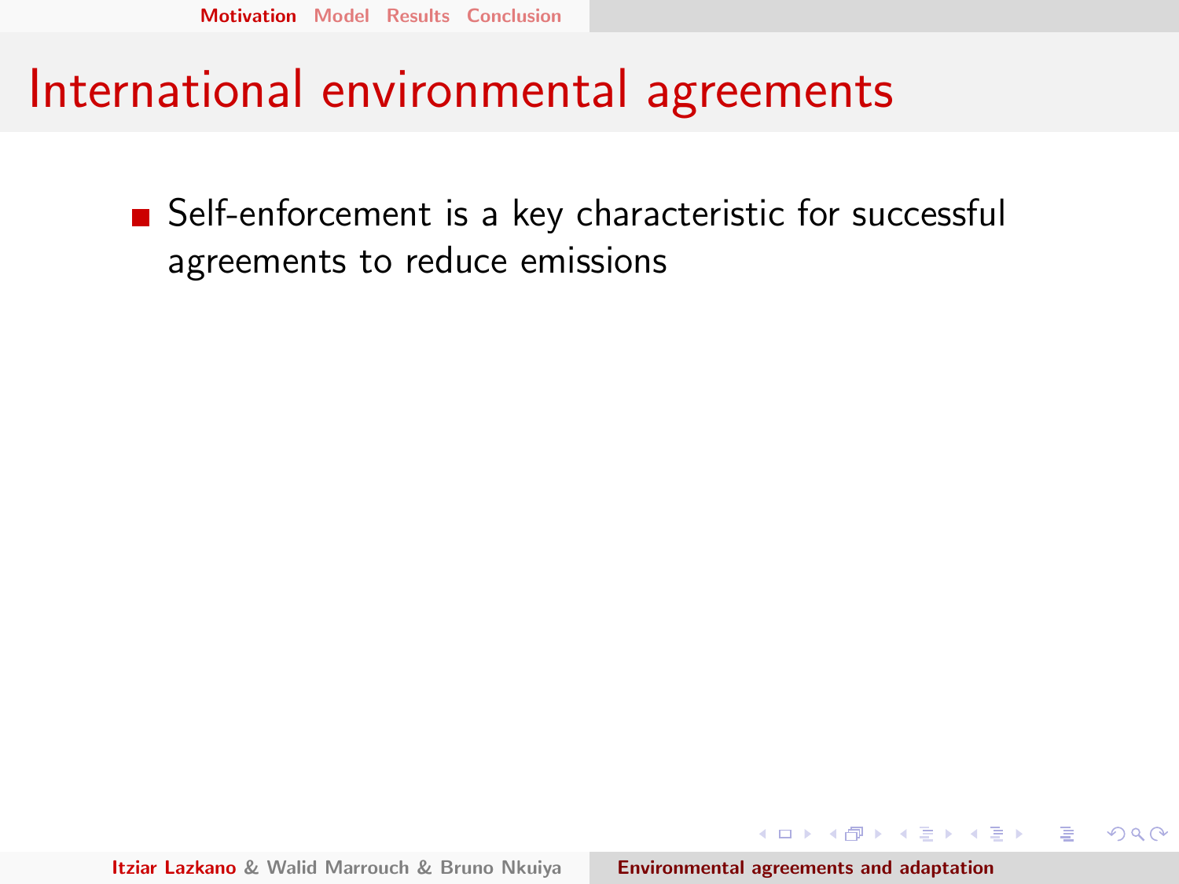# International environmental agreements

- Self-enforcement is a key characteristic for successful agreements to reduce emissions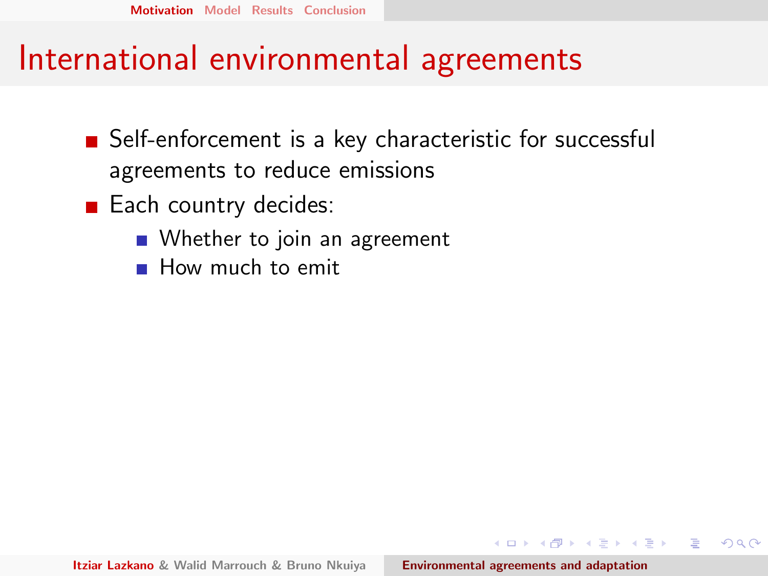# International environmental agreements

- Self-enforcement is a key characteristic for successful agreements to reduce emissions
- Each country decides:
  - Whether to join an agreement
  - How much to emit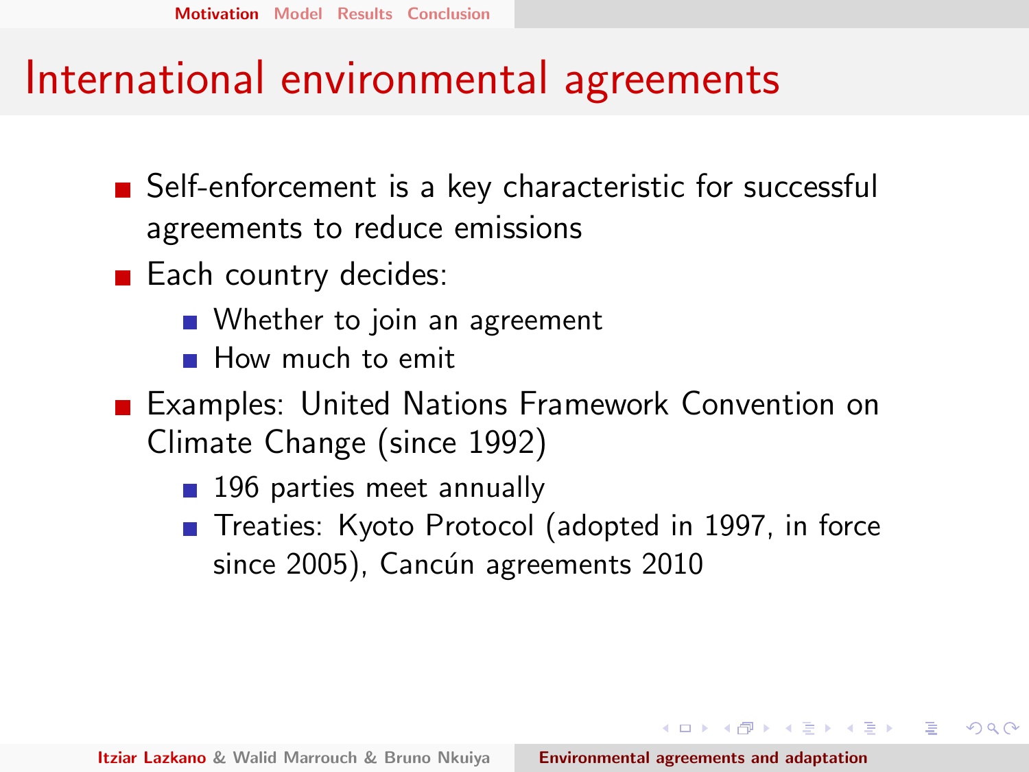# International environmental agreements

- Self-enforcement is a key characteristic for successful agreements to reduce emissions
- Each country decides:
  - Whether to join an agreement
  - How much to emit
- Examples: United Nations Framework Convention on Climate Change (since 1992)
  - 196 parties meet annually
  - Treaties: Kyoto Protocol (adopted in 1997, in force since 2005), Cancún agreements 2010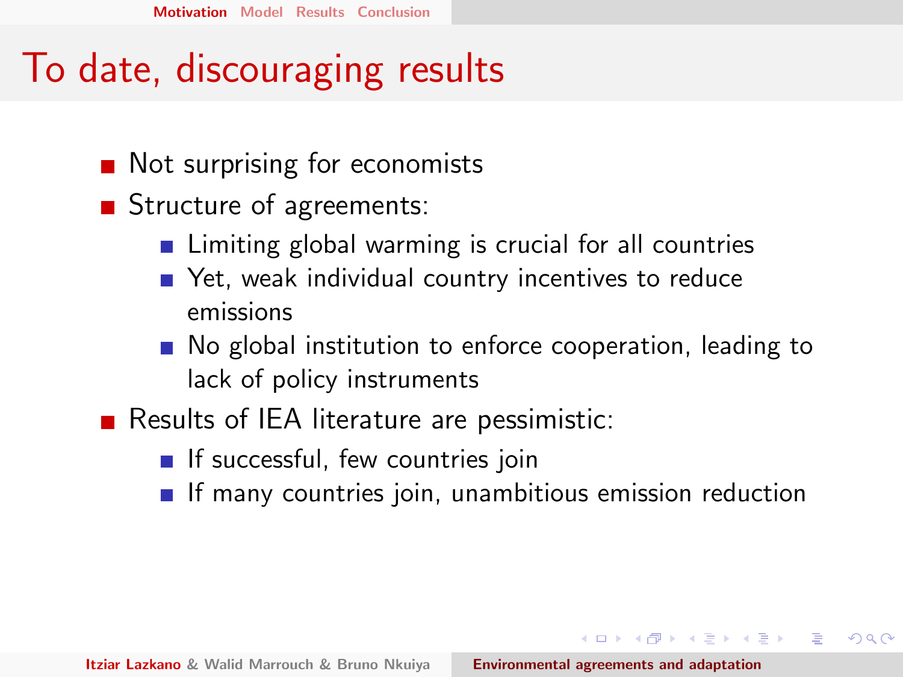# To date, discouraging results

- Not surprising for economists
- Structure of agreements:
  - Limiting global warming is crucial for all countries
  - Yet, weak individual country incentives to reduce emissions
  - No global institution to enforce cooperation, leading to lack of policy instruments
- Results of IEA literature are pessimistic:
  - If successful, few countries join
  - If many countries join, unambitious emission reduction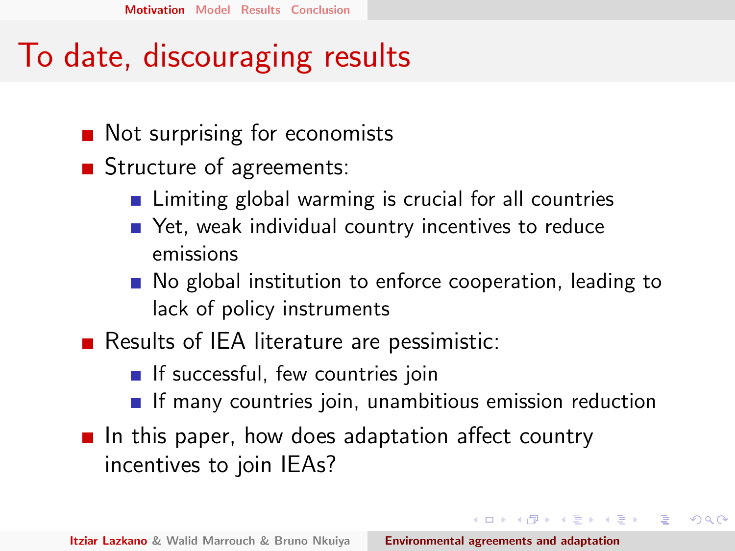# To date, discouraging results

- Not surprising for economists
- Structure of agreements:
  - Limiting global warming is crucial for all countries
  - Yet, weak individual country incentives to reduce emissions
  - No global institution to enforce cooperation, leading to lack of policy instruments
- Results of IEA literature are pessimistic:
  - If successful, few countries join
  - If many countries join, unambitious emission reduction
- In this paper, how does adaptation affect country incentives to join IEAs?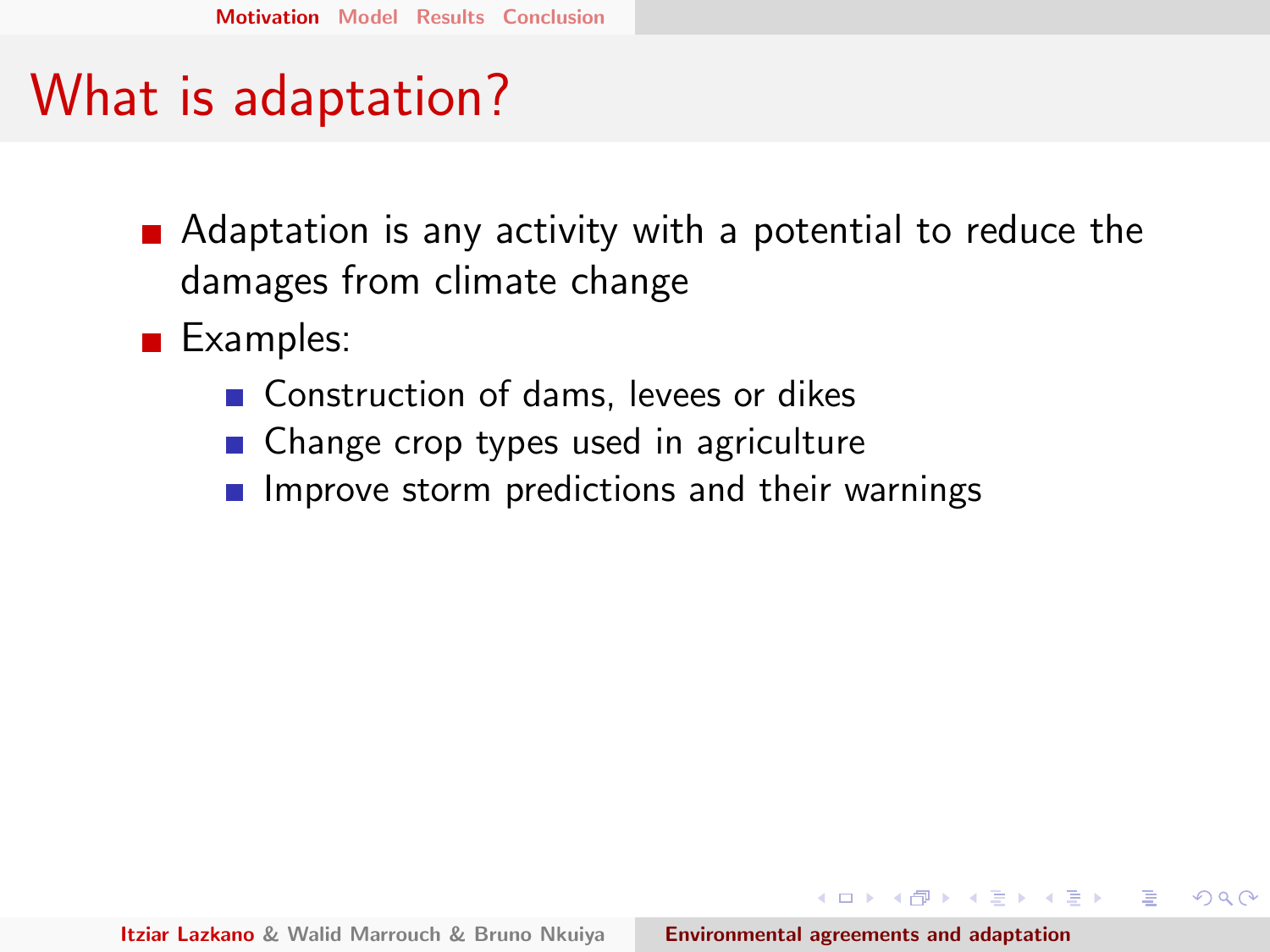# What is adaptation?

- Adaptation is any activity with a potential to reduce the damages from climate change
- Examples:
  - Construction of dams, levees or dikes
  - Change crop types used in agriculture
  - Improve storm predictions and their warnings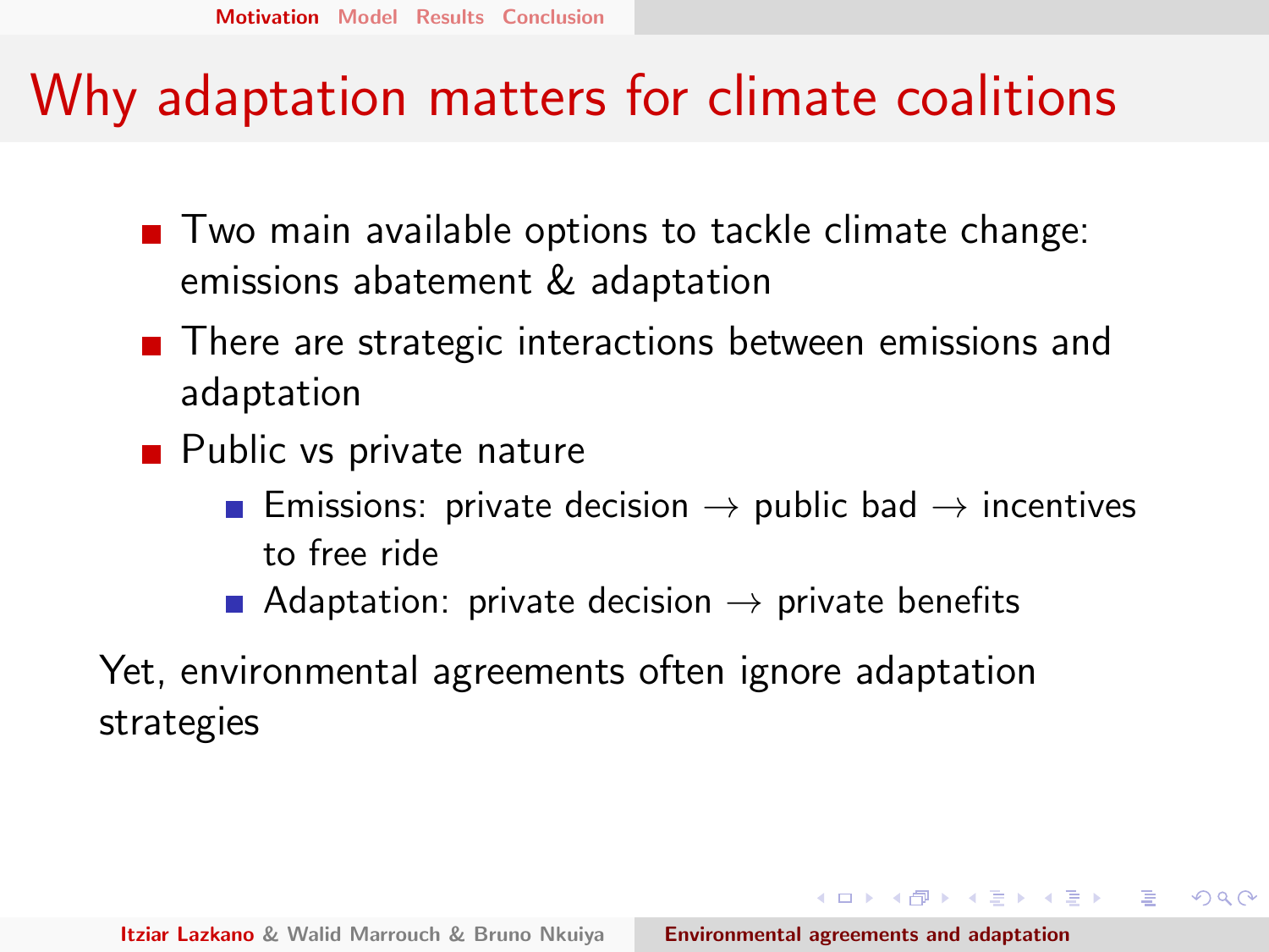# Why adaptation matters for climate coalitions

- Two main available options to tackle climate change: emissions abatement & adaptation
- There are strategic interactions between emissions and adaptation
- Public vs private nature
  - Emissions: private decision $\rightarrow$ public bad $\rightarrow$ incentives to free ride
  - Adaptation: private decision $\rightarrow$ private benefits

Yet, environmental agreements often ignore adaptation strategies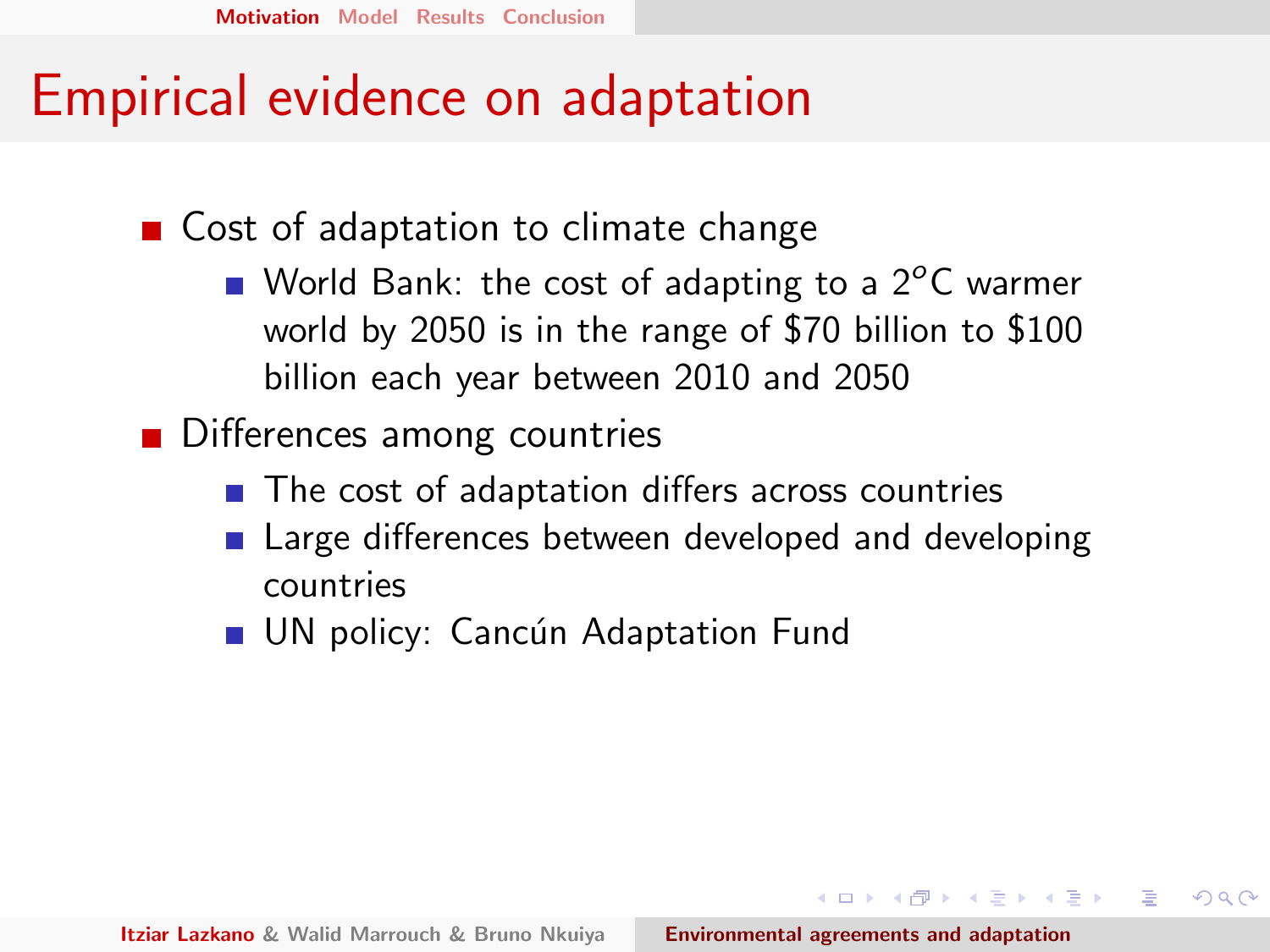# Empirical evidence on adaptation

- Cost of adaptation to climate change
  - World Bank: the cost of adapting to a 2$^o$C warmer world by 2050 is in the range of $70 billion to $100 billion each year between 2010 and 2050
- Differences among countries
  - The cost of adaptation differs across countries
  - Large differences between developed and developing countries
  - UN policy: Cancún Adaptation Fund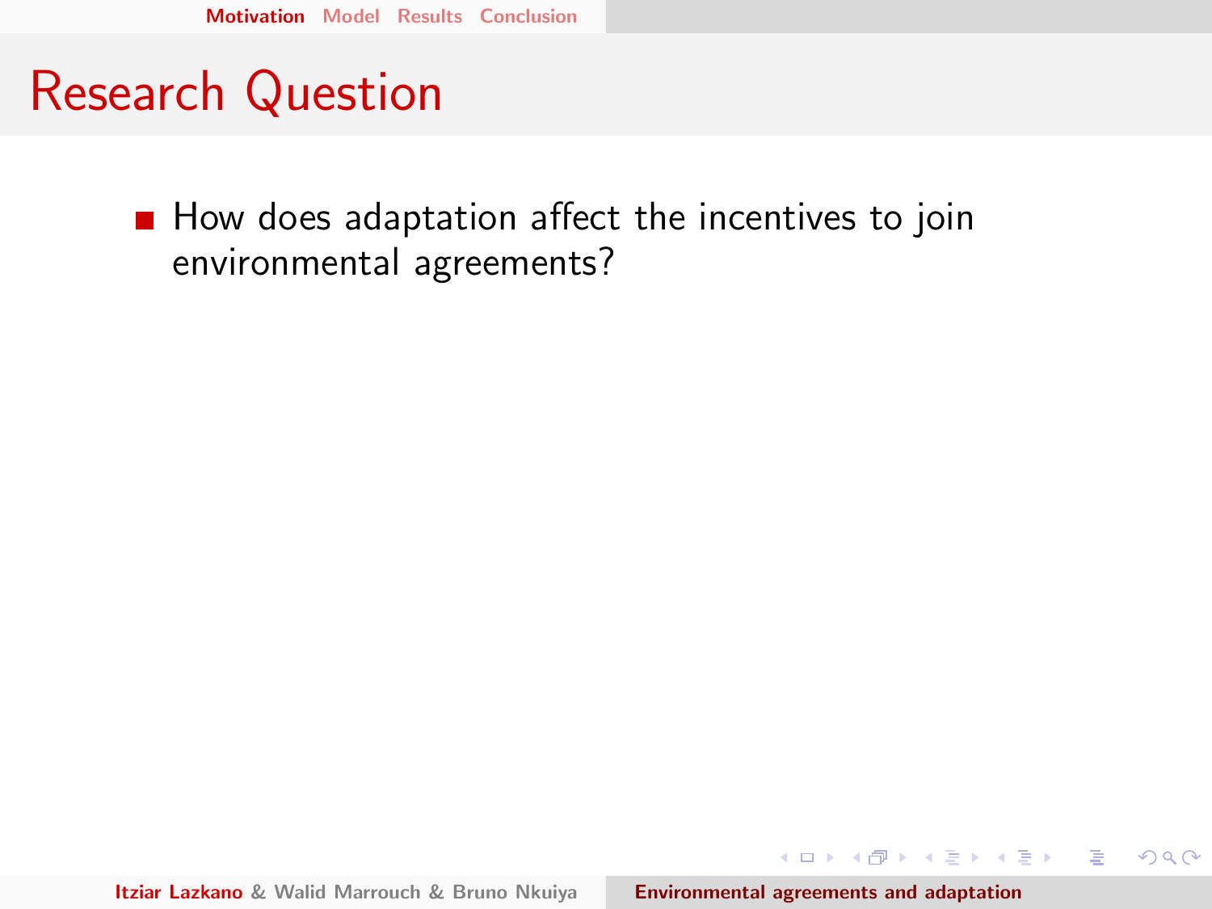# Research Question

- How does adaptation affect the incentives to join environmental agreements?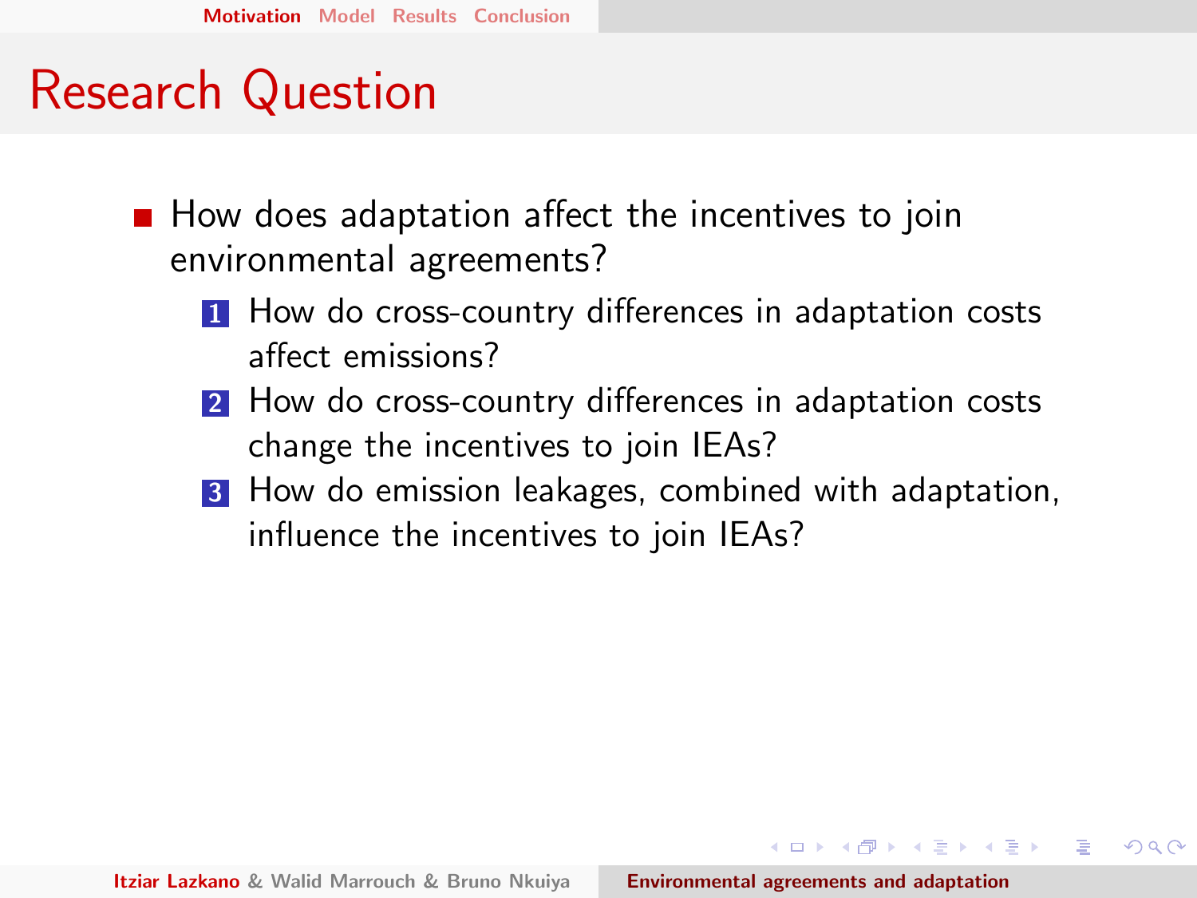# Research Question

- How does adaptation affect the incentives to join environmental agreements?
  1. How do cross-country differences in adaptation costs affect emissions?
  2. How do cross-country differences in adaptation costs change the incentives to join IEAs?
  3. How do emission leakages, combined with adaptation, influence the incentives to join IEAs?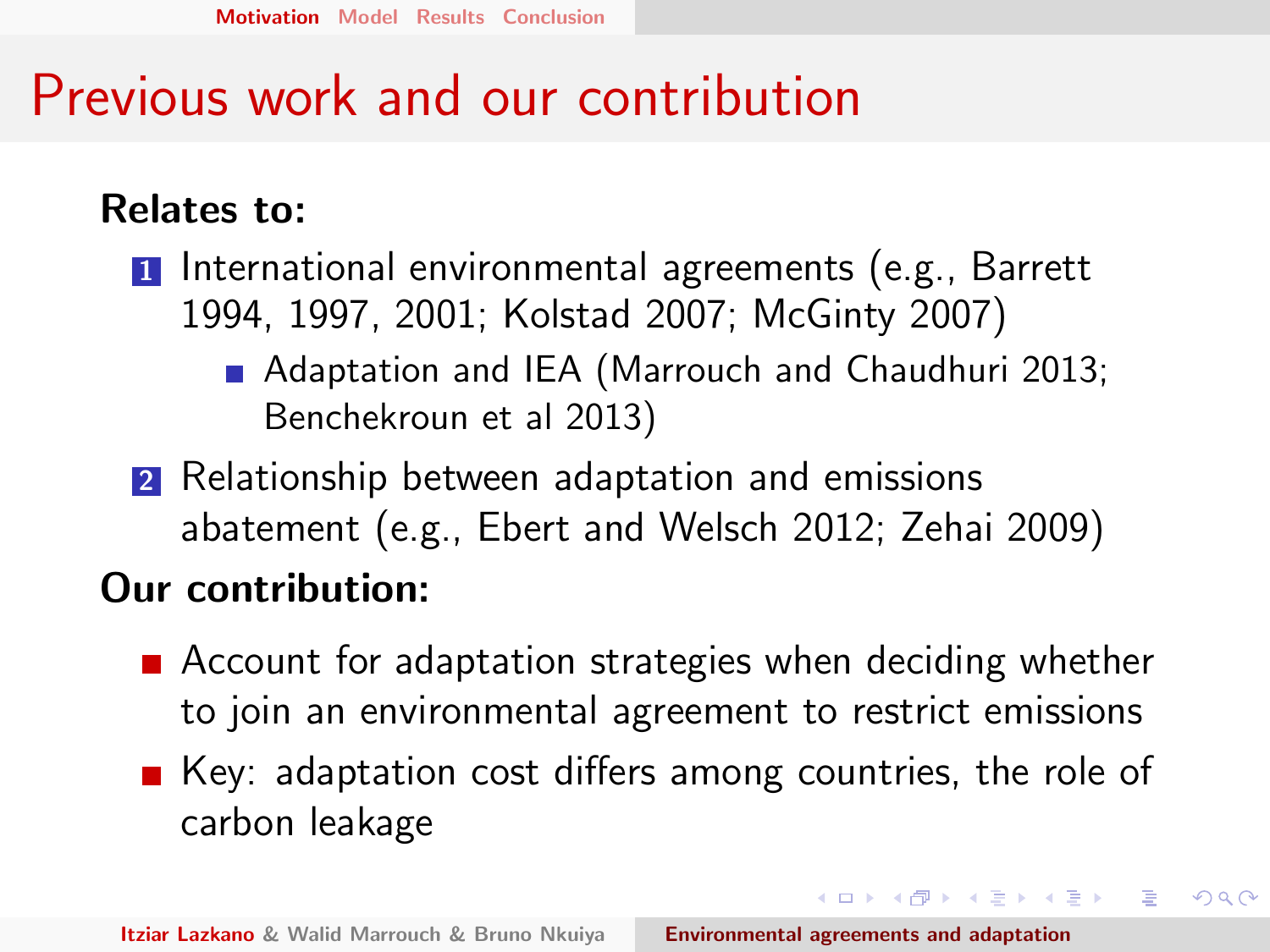# Previous work and our contribution

**Relates to:**

1. International environmental agreements (e.g., Barrett 1994, 1997, 2001; Kolstad 2007; McGinty 2007)
   - Adaptation and IEA (Marrouch and Chaudhuri 2013; Benchekroun et al 2013)
2. Relationship between adaptation and emissions abatement (e.g., Ebert and Welsch 2012; Zehai 2009)

**Our contribution:**

- Account for adaptation strategies when deciding whether to join an environmental agreement to restrict emissions
- Key: adaptation cost differs among countries, the role of carbon leakage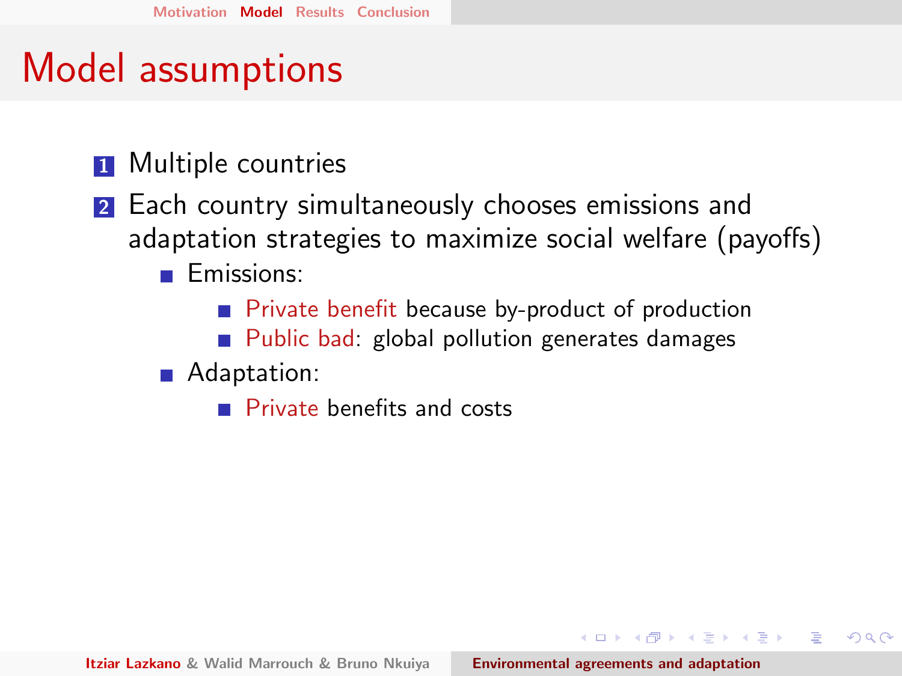# Model assumptions

1. Multiple countries
2. Each country simultaneously chooses emissions and adaptation strategies to maximize social welfare (payoffs)
   - Emissions:
     - Private benefit because by-product of production
     - Public bad: global pollution generates damages
   - Adaptation:
     - Private benefits and costs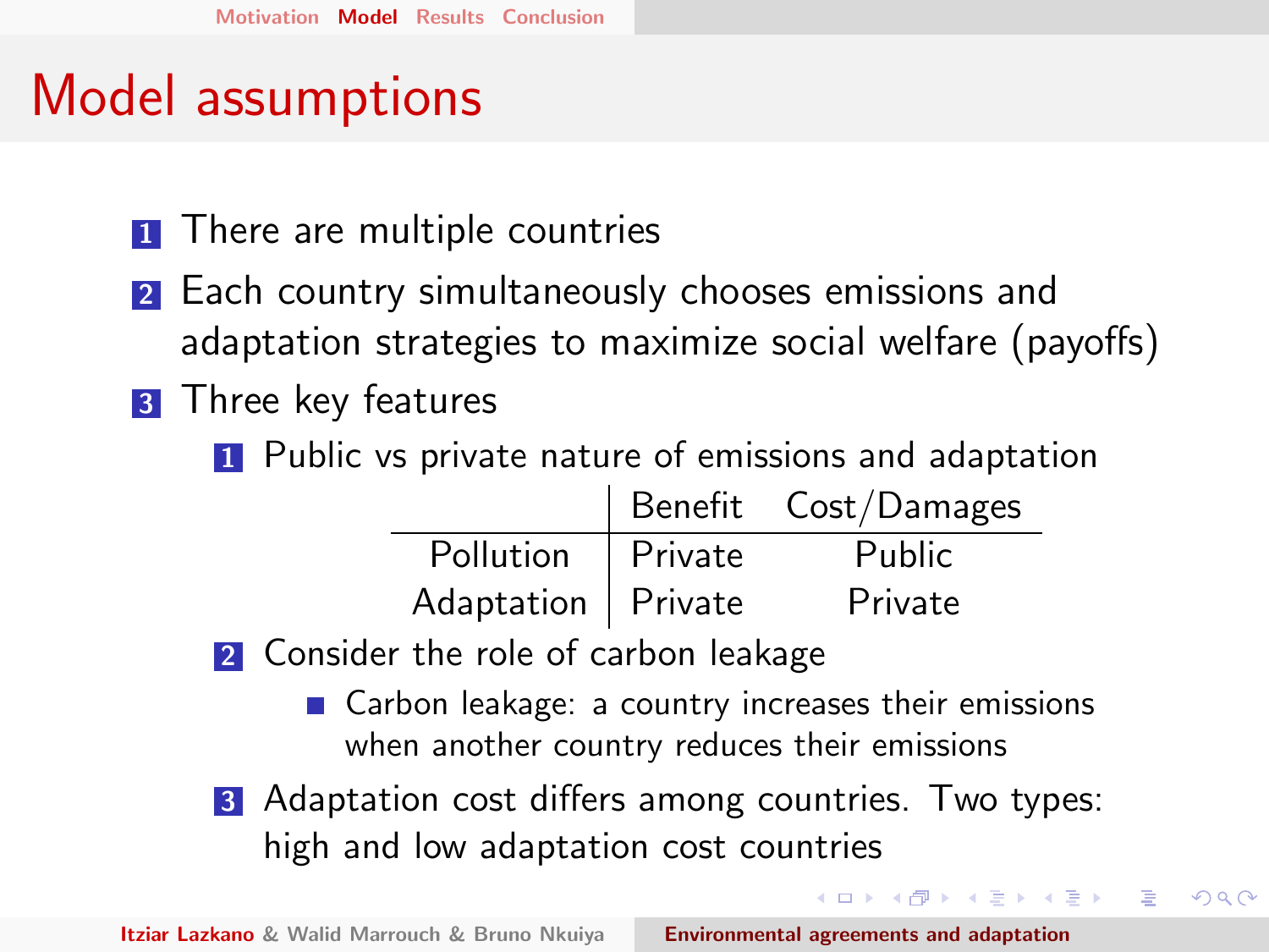# Model assumptions

1. There are multiple countries
2. Each country simultaneously chooses emissions and adaptation strategies to maximize social welfare (payoffs)
3. Three key features
   1. Public vs private nature of emissions and adaptation

      | | Benefit | Cost/Damages |
      |---|---|---|
      | Pollution | Private | Public |
      | Adaptation | Private | Private |

   2. Consider the role of carbon leakage
      - Carbon leakage: a country increases their emissions when another country reduces their emissions
   3. Adaptation cost differs among countries. Two types: high and low adaptation cost countries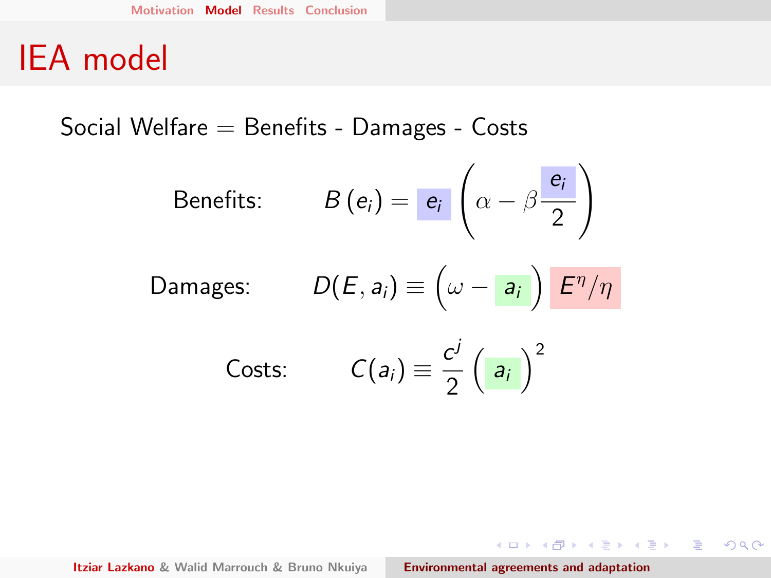# IEA model

Social Welfare = Benefits - Damages - Costs

Benefits: $$B(e_i) = e_i \left( \alpha - \beta \frac{e_i}{2} \right)$$

Damages: $$D(E, a_i) \equiv \left( \omega - a_i \right) E^{\eta}/\eta$$

Costs: $$C(a_i) \equiv \frac{c^j}{2} \left( a_i \right)^2$$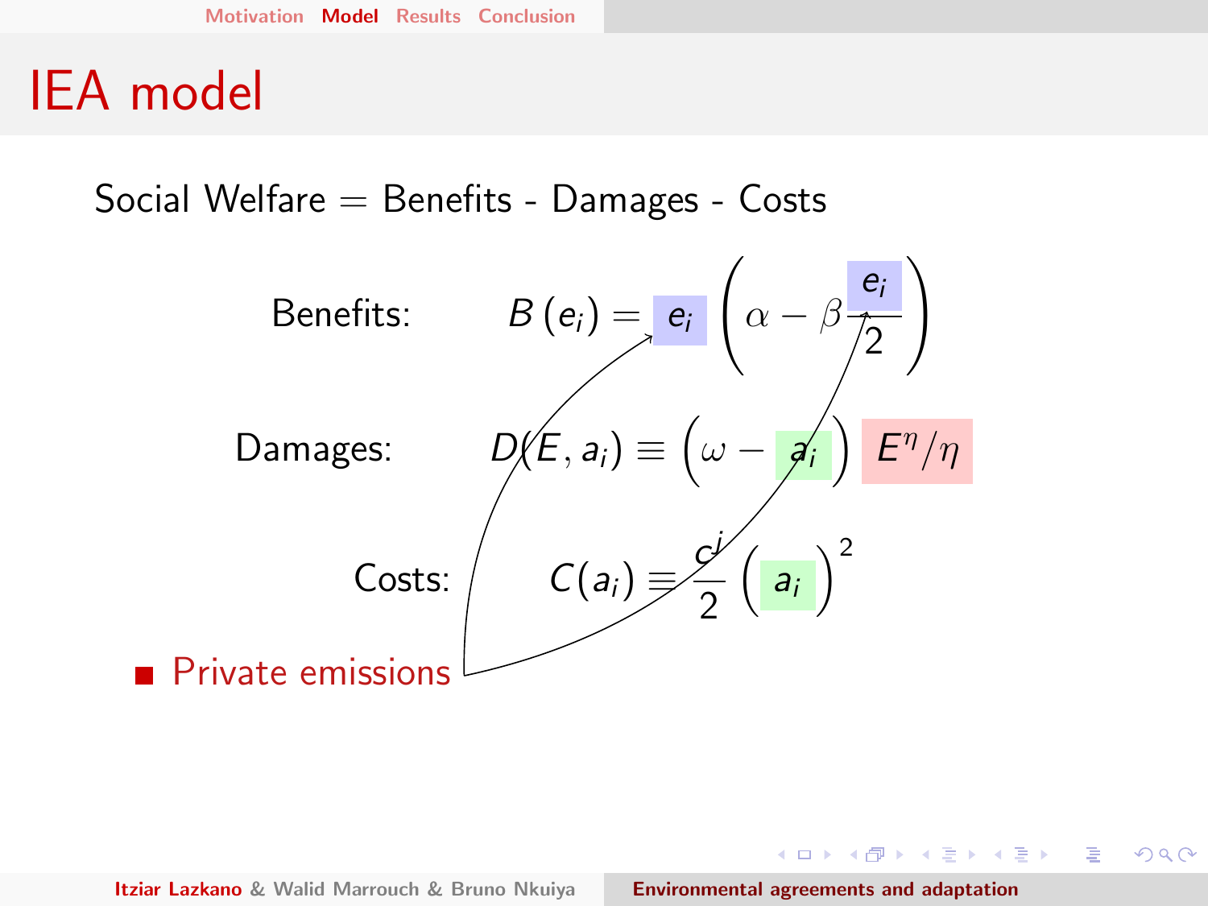# IEA model

Social Welfare = Benefits - Damages - Costs

Benefits: $B(e_i) = e_i \left( \alpha - \beta \frac{e_i}{2} \right)$

Damages: $D(E, a_i) \equiv \left( \omega - a_i \right) E^{\eta}/\eta$

Costs: $C(a_i) \equiv \frac{c^i}{2} \left( a_i \right)^2$

- Private emissions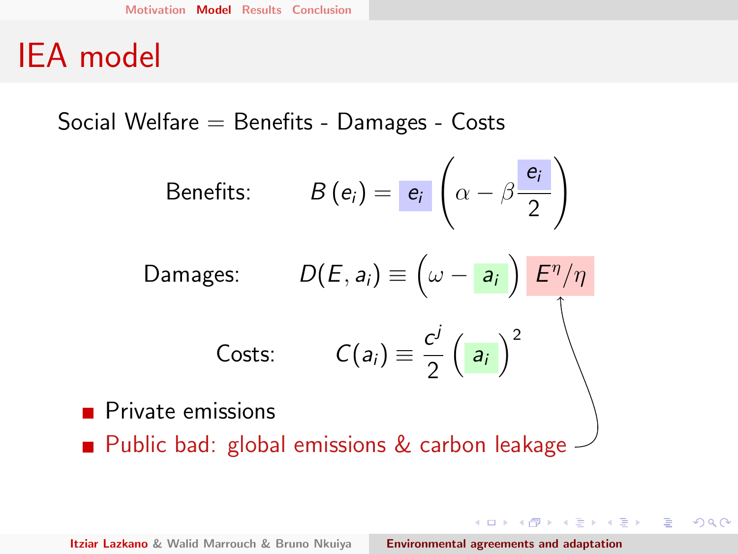# IEA model

Social Welfare = Benefits - Damages - Costs

Benefits: $$B(e_i) = e_i\left(\alpha - \beta\frac{e_i}{2}\right)$$

Damages: $$D(E, a_i) \equiv \left(\omega - a_i\right) E^{\eta}/\eta$$

Costs: $$C(a_i) \equiv \frac{c^j}{2}\left(a_i\right)^2$$

- Private emissions
- Public bad: global emissions & carbon leakage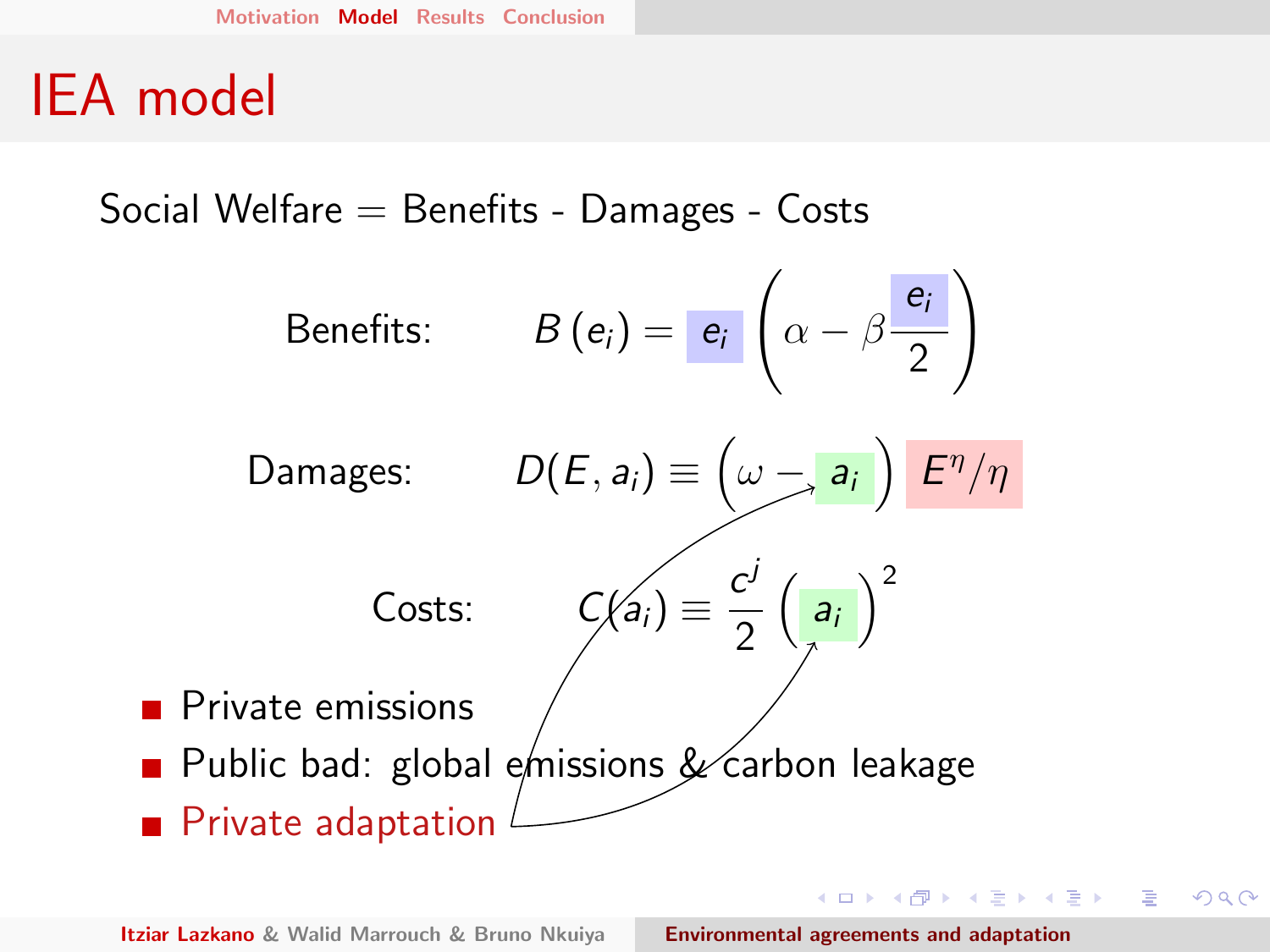# IEA model

Social Welfare = Benefits - Damages - Costs

$$\text{Benefits:} \qquad B\left(e_i\right) = e_i \left(\alpha - \beta \frac{e_i}{2}\right)$$

$$\text{Damages:} \qquad D(E, a_i) \equiv \left(\omega - a_i\right) E^{\eta}/\eta$$

$$\text{Costs:} \qquad C(a_i) \equiv \frac{c^j}{2}\left(a_i\right)^2$$

- Private emissions
- Public bad: global emissions & carbon leakage
- Private adaptation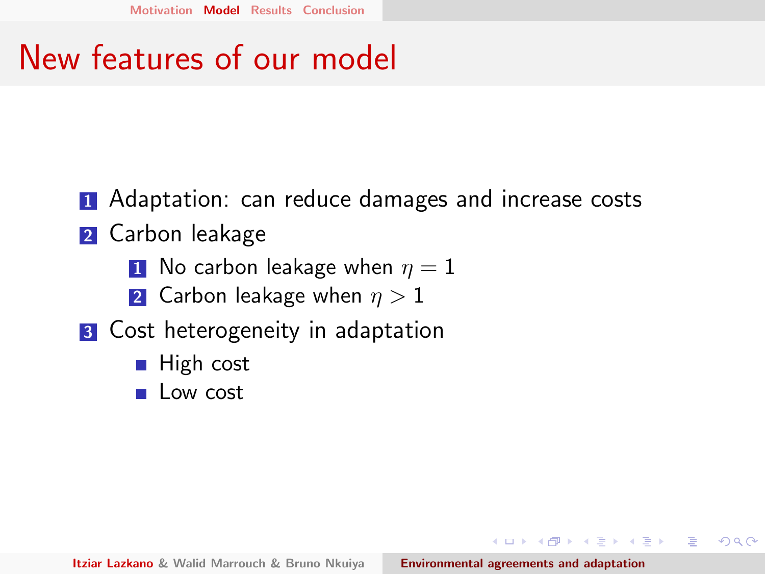# New features of our model

1. Adaptation: can reduce damages and increase costs
2. Carbon leakage
   1. No carbon leakage when $\eta = 1$
   2. Carbon leakage when $\eta > 1$
3. Cost heterogeneity in adaptation
   - High cost
   - Low cost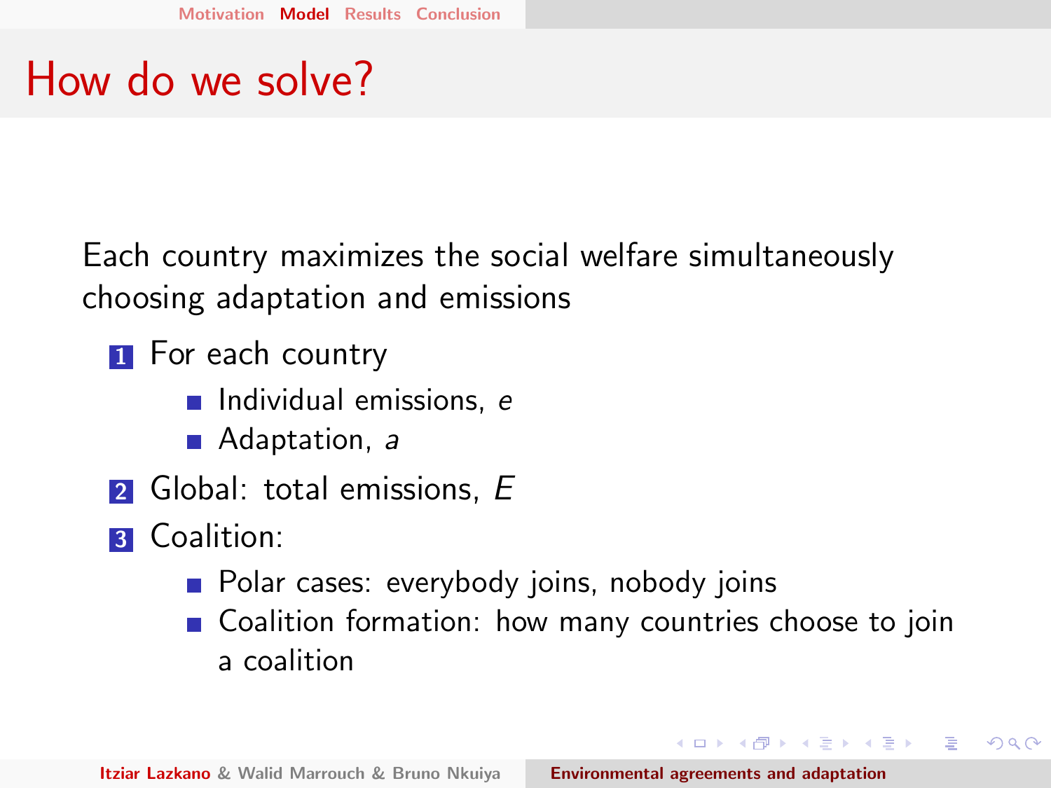# How do we solve?

Each country maximizes the social welfare simultaneously choosing adaptation and emissions

1. For each country
   - Individual emissions, $e$
   - Adaptation, $a$
2. Global: total emissions, $E$
3. Coalition:
   - Polar cases: everybody joins, nobody joins
   - Coalition formation: how many countries choose to join a coalition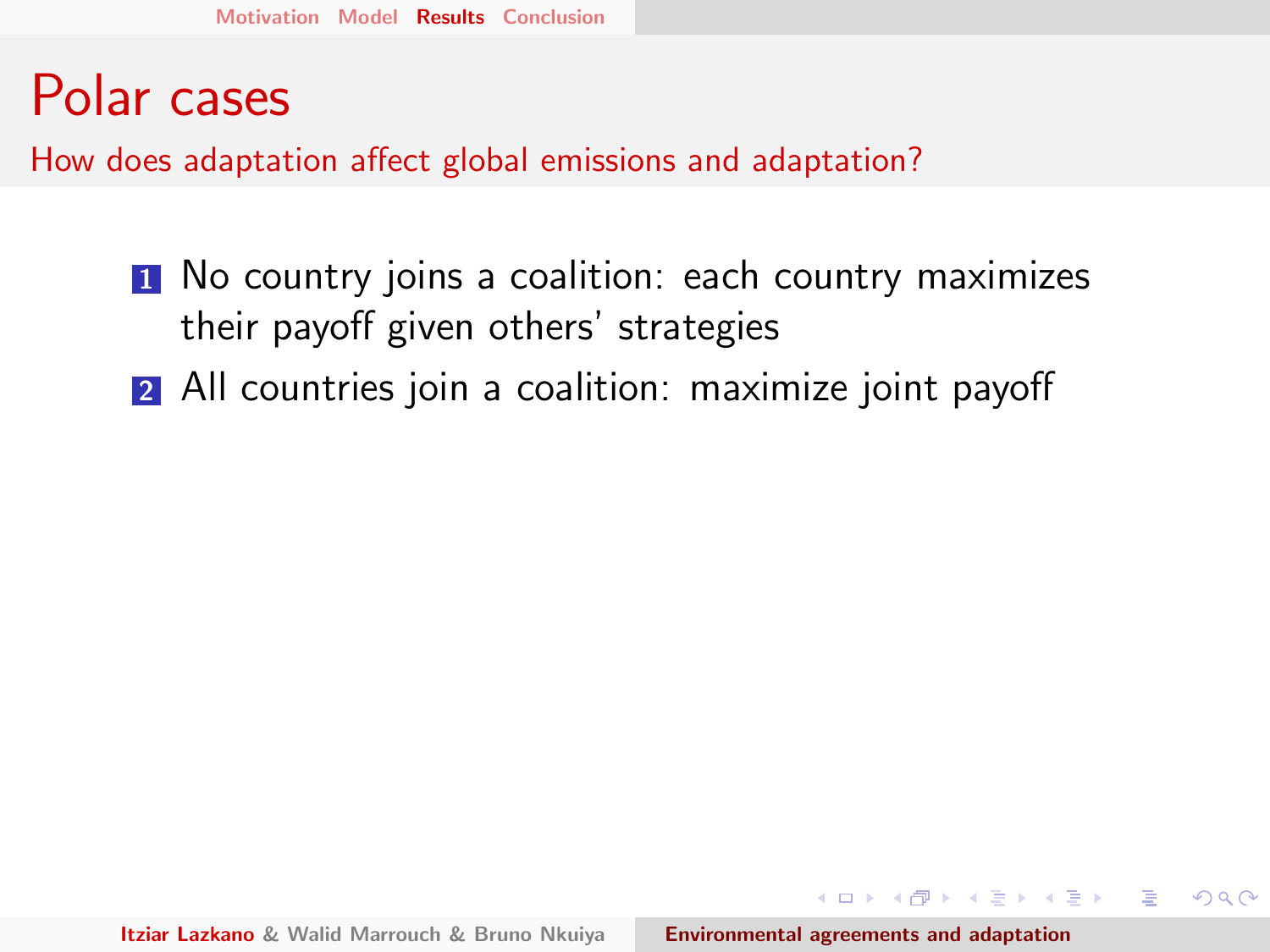# Polar cases

## How does adaptation affect global emissions and adaptation?

1. No country joins a coalition: each country maximizes their payoff given others' strategies
2. All countries join a coalition: maximize joint payoff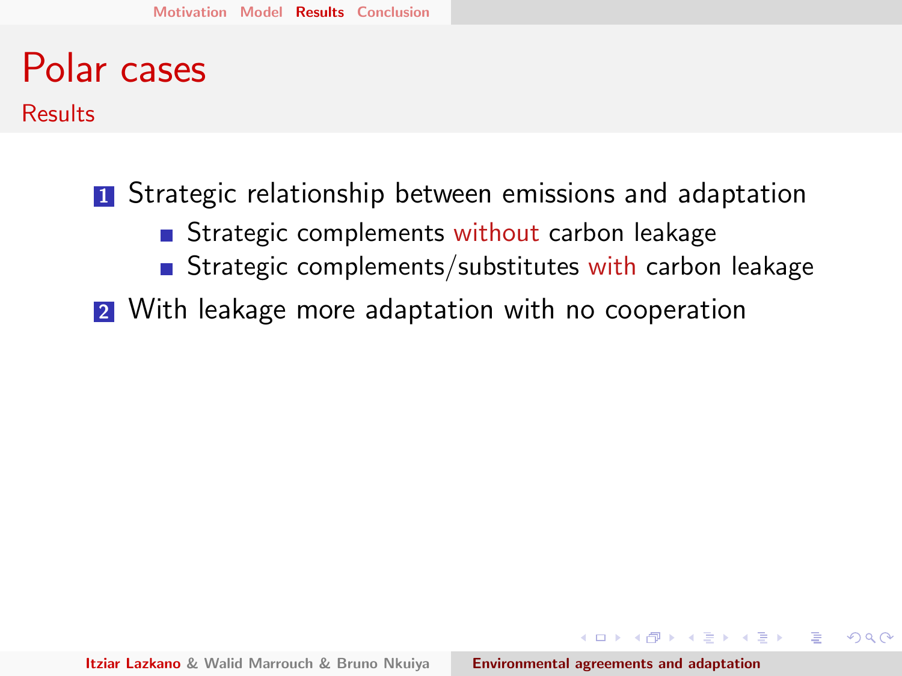# Polar cases

## Results

1. Strategic relationship between emissions and adaptation
   - Strategic complements without carbon leakage
   - Strategic complements/substitutes with carbon leakage
2. With leakage more adaptation with no cooperation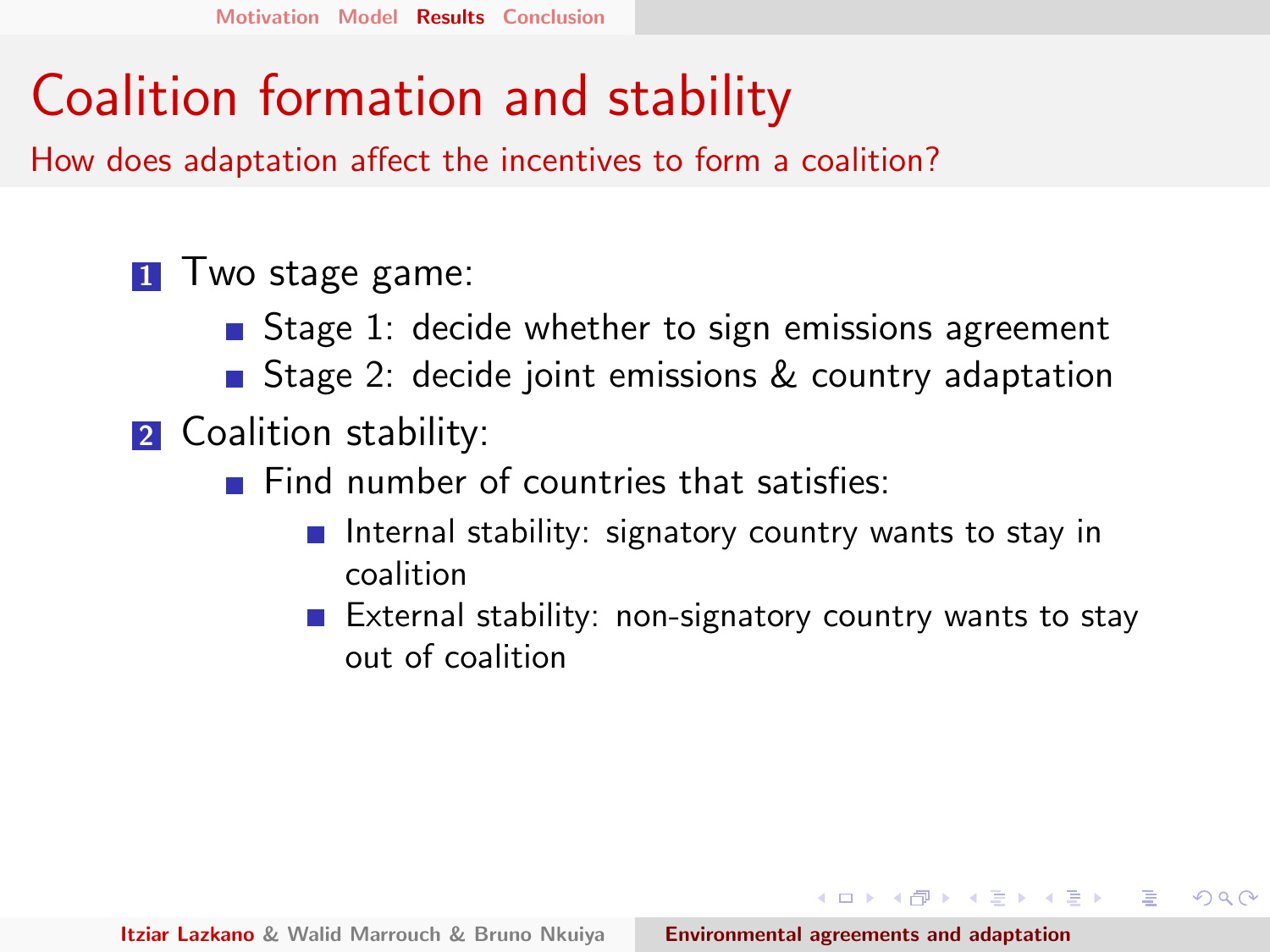# Coalition formation and stability

## How does adaptation affect the incentives to form a coalition?

1. Two stage game:
   - Stage 1: decide whether to sign emissions agreement
   - Stage 2: decide joint emissions & country adaptation
2. Coalition stability:
   - Find number of countries that satisfies:
     - Internal stability: signatory country wants to stay in coalition
     - External stability: non-signatory country wants to stay out of coalition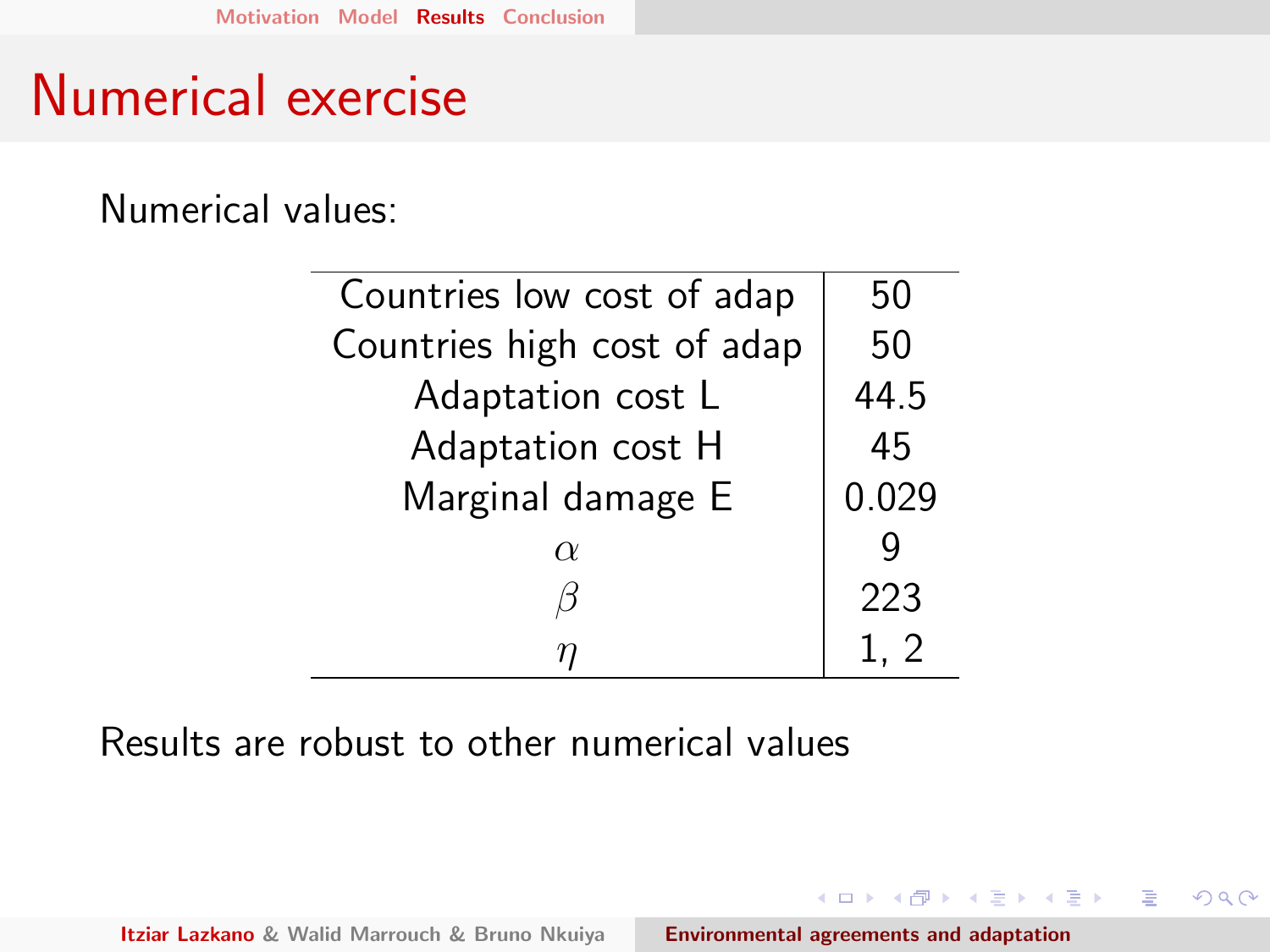# Numerical exercise

Numerical values:

| | |
|---|---|
| Countries low cost of adap | 50 |
| Countries high cost of adap | 50 |
| Adaptation cost L | 44.5 |
| Adaptation cost H | 45 |
| Marginal damage E | 0.029 |
| $\alpha$ | 9 |
| $\beta$ | 223 |
| $\eta$ | 1, 2 |

Results are robust to other numerical values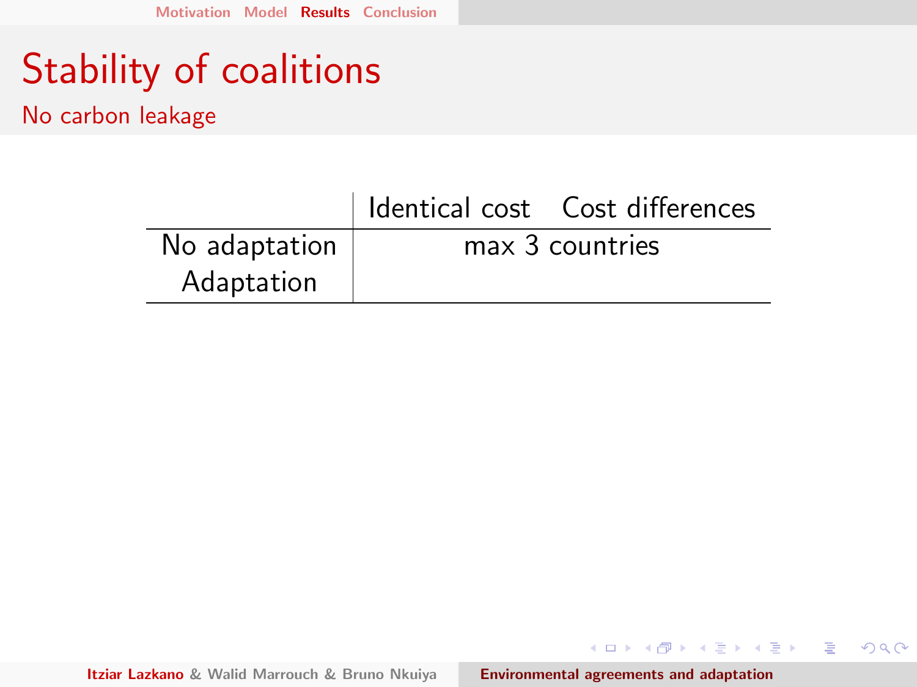# Stability of coalitions

## No carbon leakage

| | Identical cost | Cost differences |
|---|---|---|
| No adaptation | max 3 countries | |
| Adaptation | | |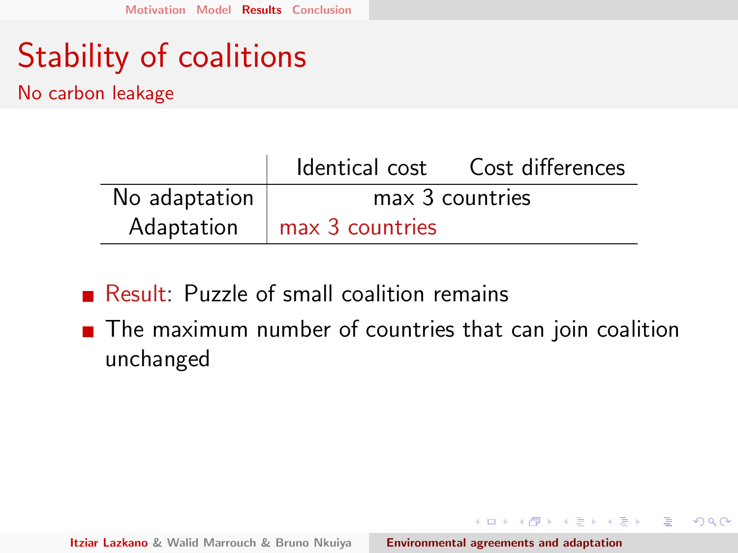# Stability of coalitions

## No carbon leakage

| | Identical cost | Cost differences |
|---|---|---|
| No adaptation | max 3 countries | |
| Adaptation | max 3 countries | |

- Result: Puzzle of small coalition remains
- The maximum number of countries that can join coalition unchanged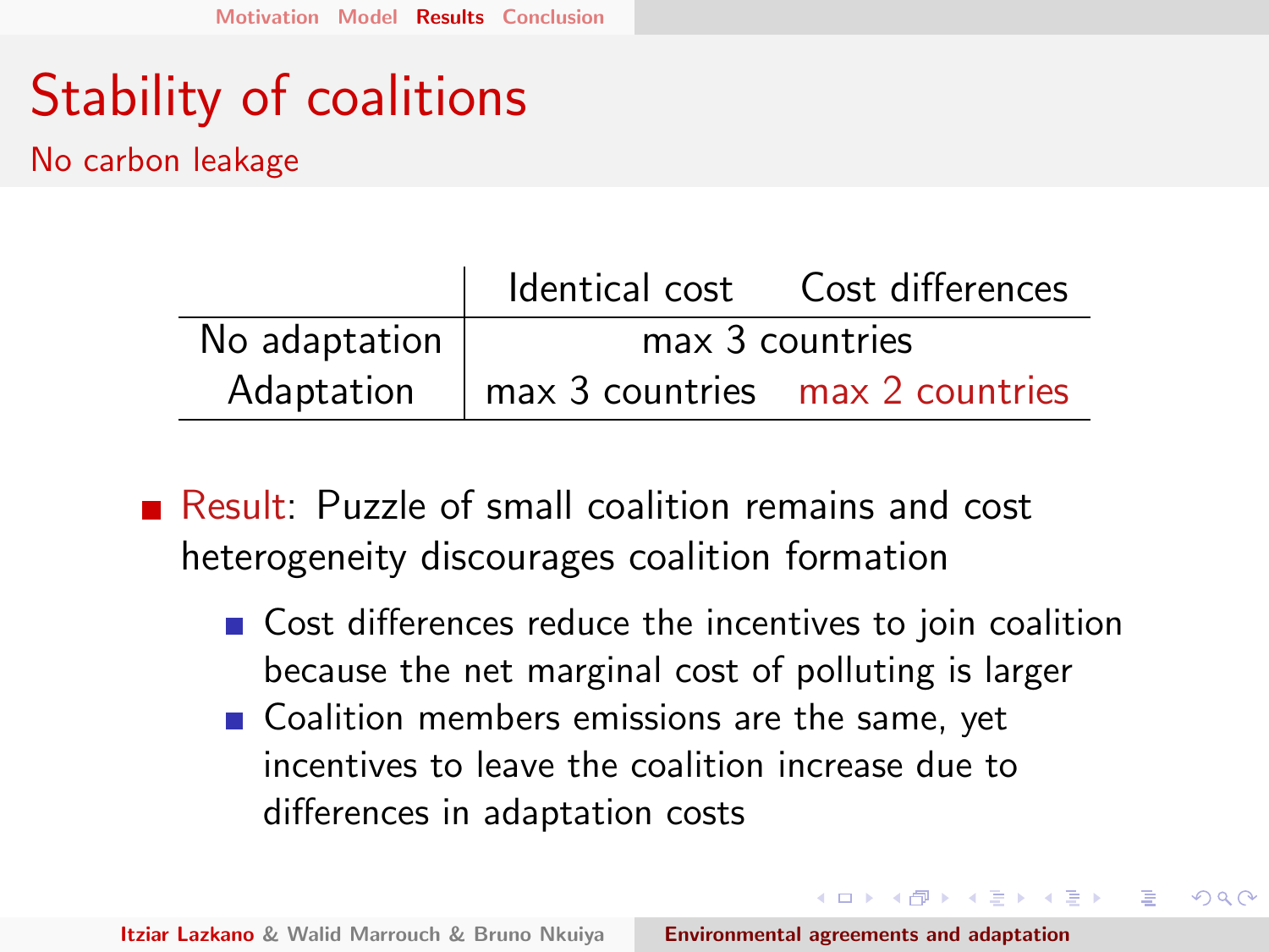# Stability of coalitions

## No carbon leakage

| | Identical cost | Cost differences |
|---|---|---|
| No adaptation | max 3 countries | |
| Adaptation | max 3 countries | max 2 countries |

- Result: Puzzle of small coalition remains and cost heterogeneity discourages coalition formation
  - Cost differences reduce the incentives to join coalition because the net marginal cost of polluting is larger
  - Coalition members emissions are the same, yet incentives to leave the coalition increase due to differences in adaptation costs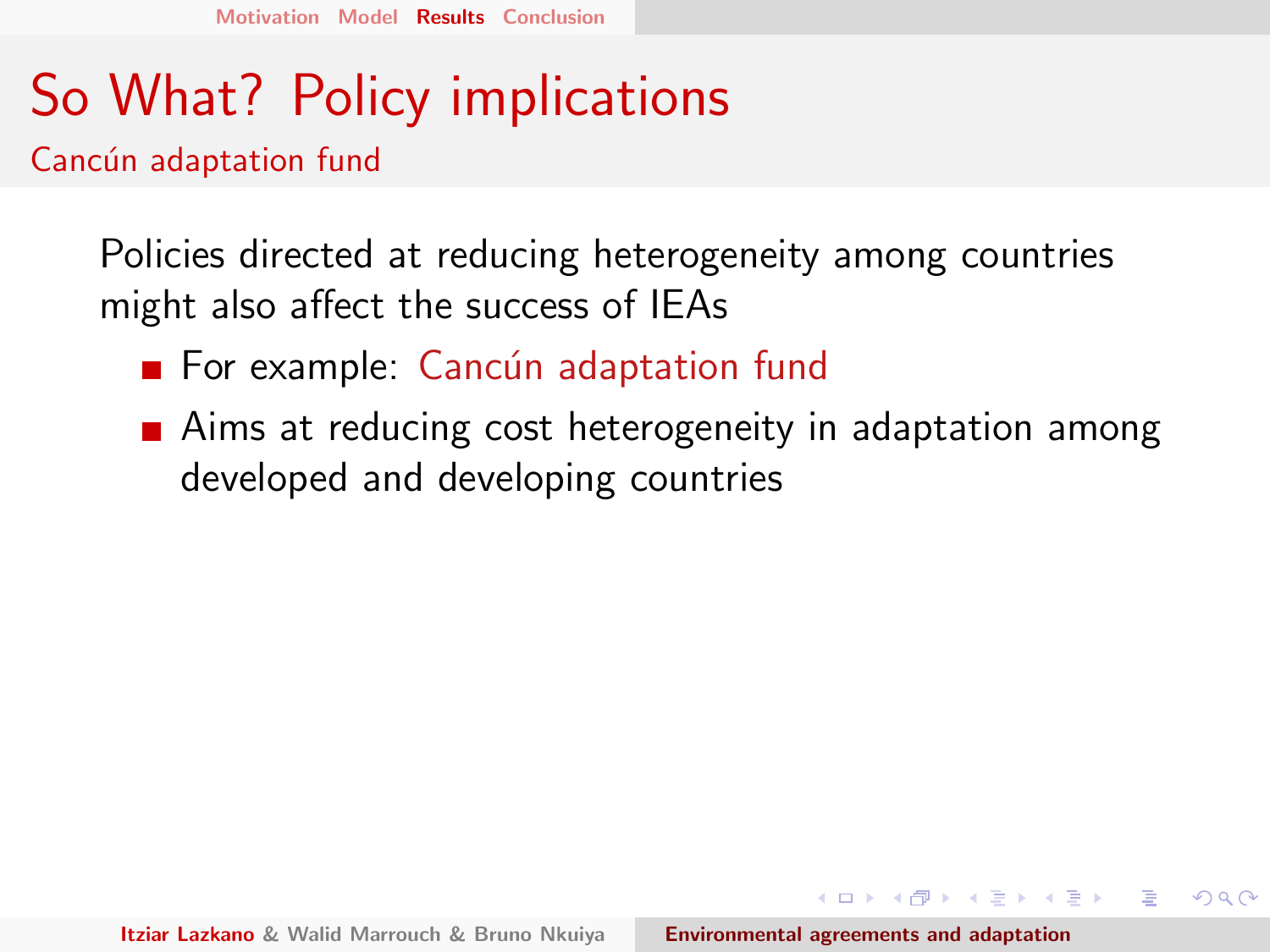# So What? Policy implications

## Cancún adaptation fund

Policies directed at reducing heterogeneity among countries might also affect the success of IEAs

- For example: Cancún adaptation fund
- Aims at reducing cost heterogeneity in adaptation among developed and developing countries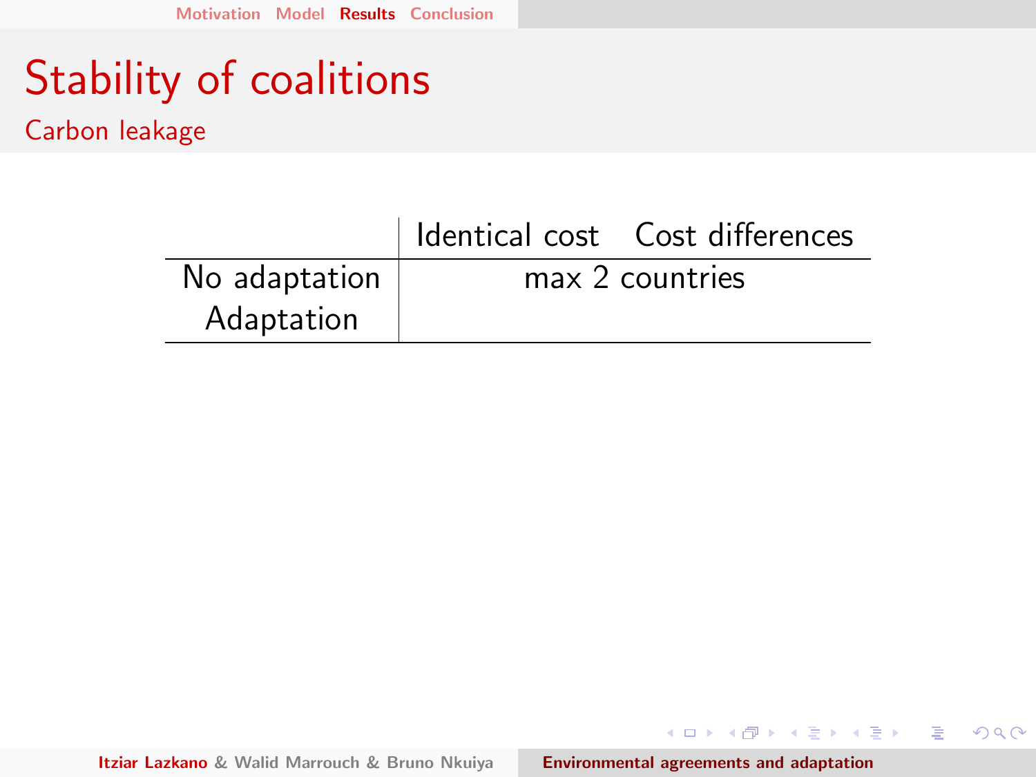# Stability of coalitions

## Carbon leakage

| | Identical cost | Cost differences |
|---|---|---|
| No adaptation | max 2 countries | |
| Adaptation | | |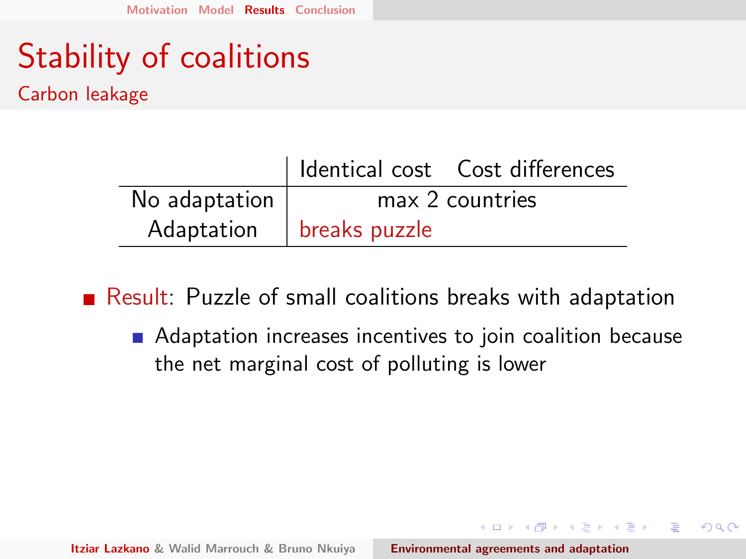# Stability of coalitions

## Carbon leakage

| | Identical cost | Cost differences |
|---|---|---|
| No adaptation | max 2 countries | |
| Adaptation | breaks puzzle | |

- Result: Puzzle of small coalitions breaks with adaptation
  - Adaptation increases incentives to join coalition because the net marginal cost of polluting is lower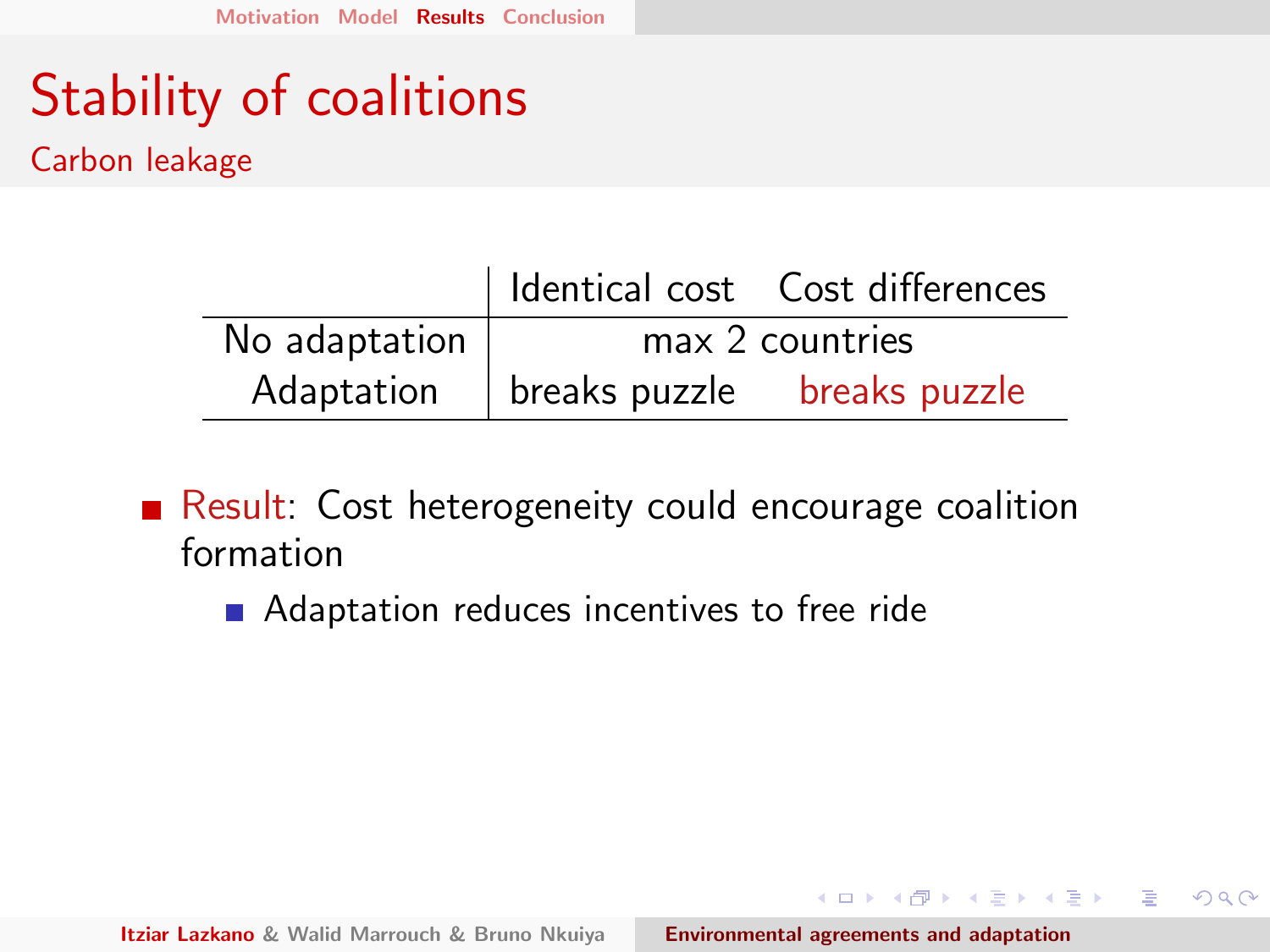# Stability of coalitions

## Carbon leakage

| | Identical cost | Cost differences |
|---|---|---|
| No adaptation | max 2 countries | |
| Adaptation | breaks puzzle | breaks puzzle |

- Result: Cost heterogeneity could encourage coalition formation
  - Adaptation reduces incentives to free ride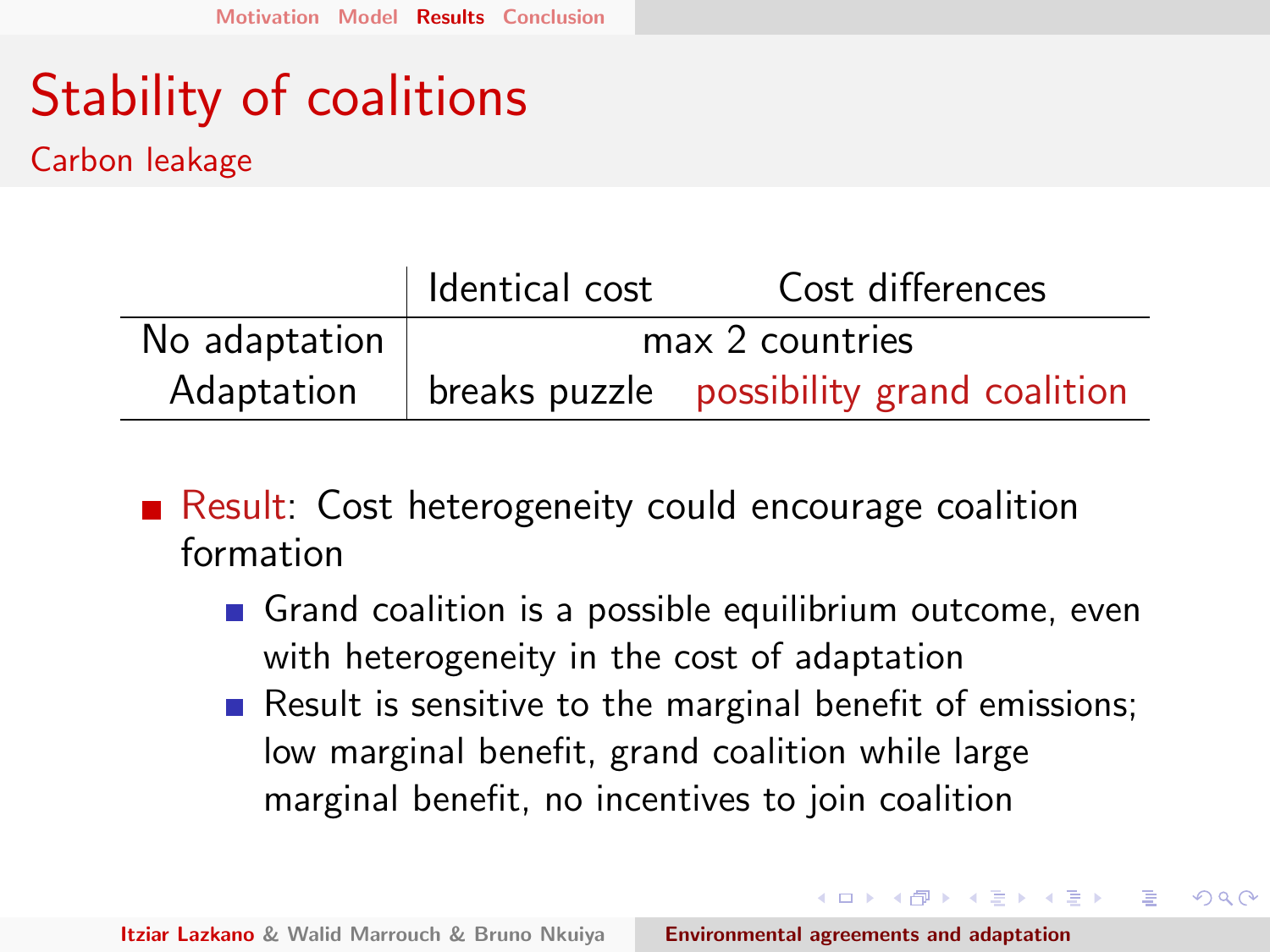# Stability of coalitions

## Carbon leakage

| | Identical cost | Cost differences |
|---|---|---|
| No adaptation | max 2 countries | |
| Adaptation | breaks puzzle | possibility grand coalition |

- Result: Cost heterogeneity could encourage coalition formation
  - Grand coalition is a possible equilibrium outcome, even with heterogeneity in the cost of adaptation
  - Result is sensitive to the marginal benefit of emissions; low marginal benefit, grand coalition while large marginal benefit, no incentives to join coalition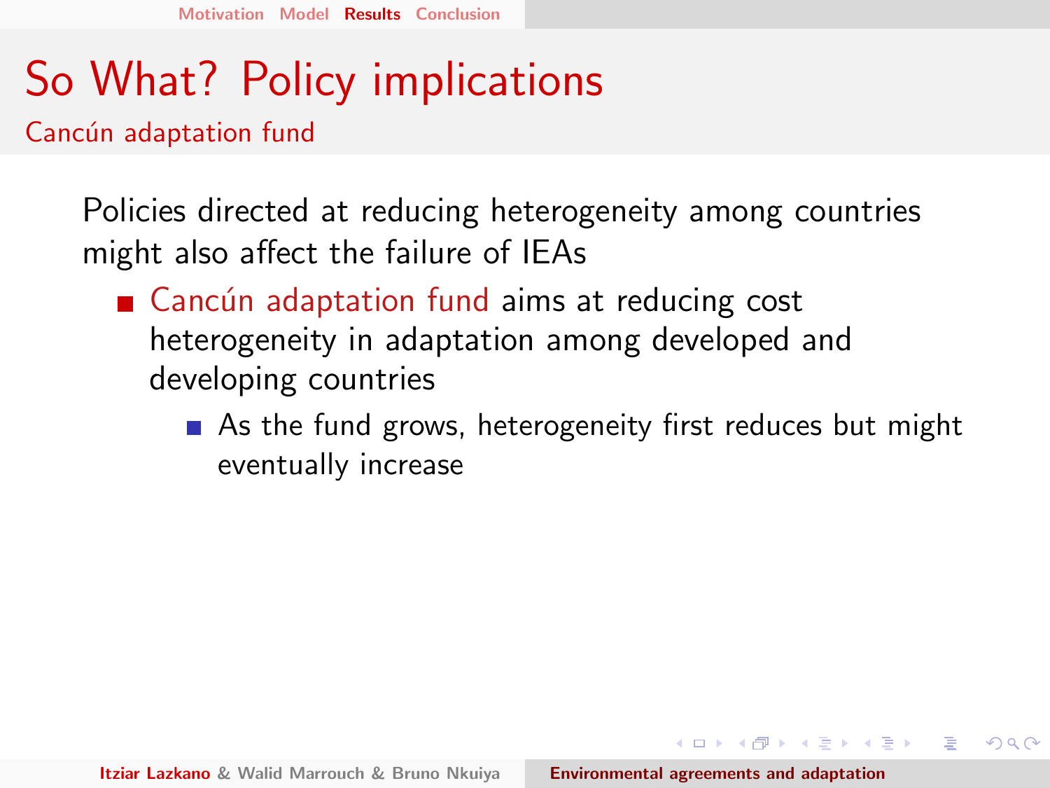# So What? Policy implications

## Cancún adaptation fund

Policies directed at reducing heterogeneity among countries might also affect the failure of IEAs

- Cancún adaptation fund aims at reducing cost heterogeneity in adaptation among developed and developing countries
  - As the fund grows, heterogeneity first reduces but might eventually increase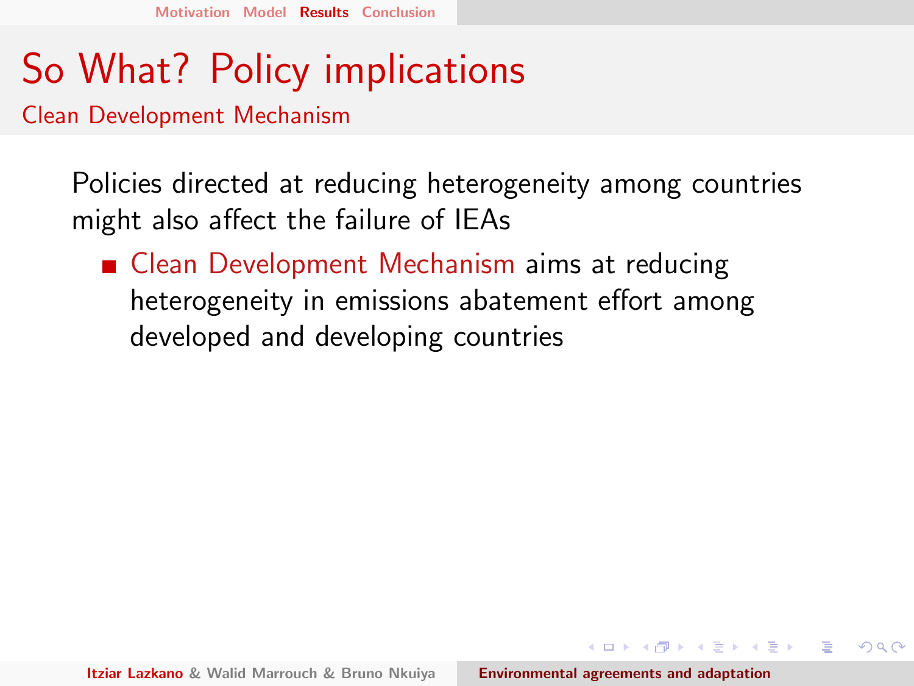# So What? Policy implications

## Clean Development Mechanism

Policies directed at reducing heterogeneity among countries might also affect the failure of IEAs

- Clean Development Mechanism aims at reducing heterogeneity in emissions abatement effort among developed and developing countries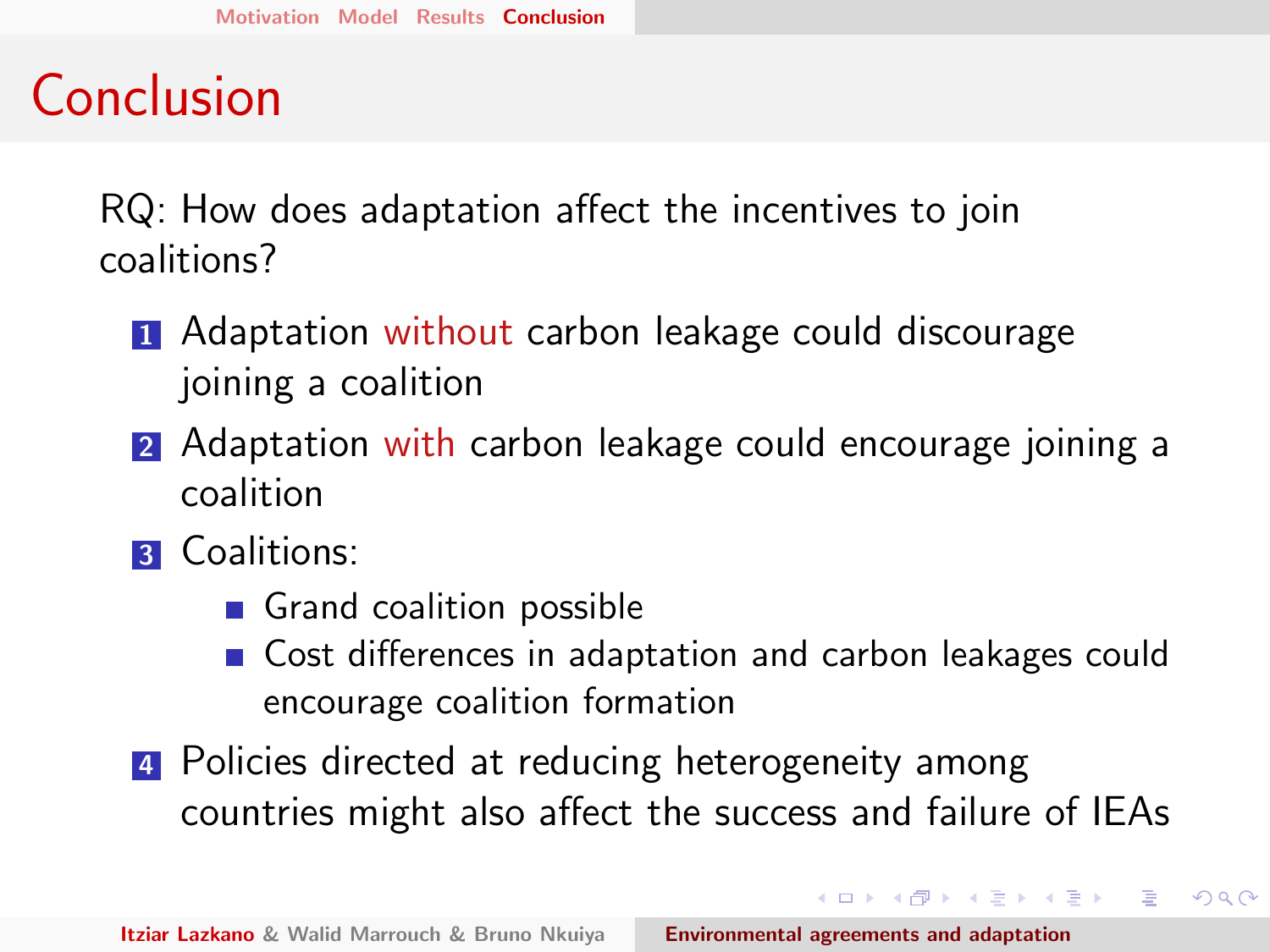# Conclusion

RQ: How does adaptation affect the incentives to join coalitions?

1. Adaptation without carbon leakage could discourage joining a coalition
2. Adaptation with carbon leakage could encourage joining a coalition
3. Coalitions:
   - Grand coalition possible
   - Cost differences in adaptation and carbon leakages could encourage coalition formation
4. Policies directed at reducing heterogeneity among countries might also affect the success and failure of IEAs